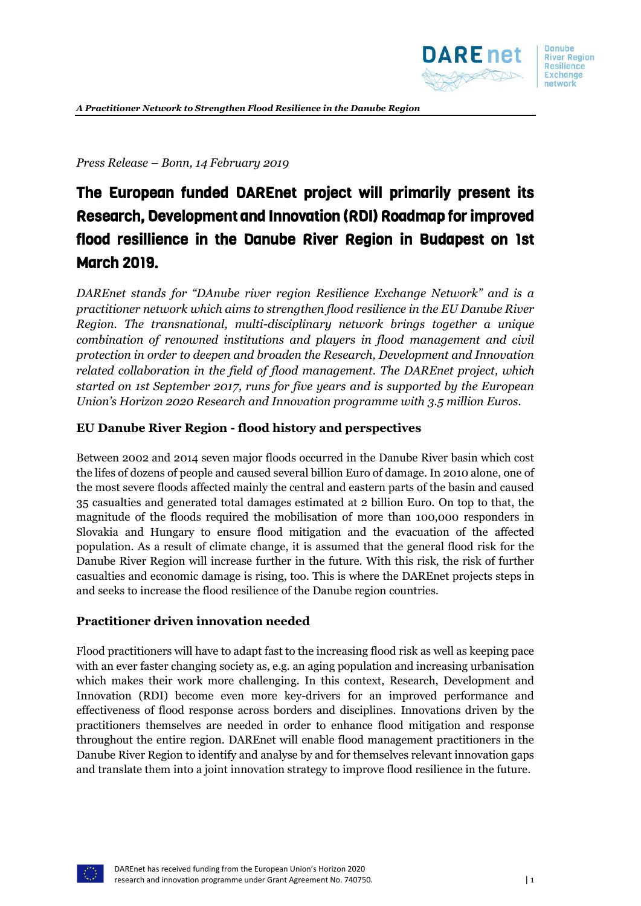*A Practitioner Network to Strengthen Flood Resilience in the Danube Region*

*Press Release – Bonn, 14 February 2019*

# The European funded DAREnet project will primarily present its Research, Development and Innovation (RDI) Roadmap for improved flood resillience in the Danube River Region in Budapest on 1st March 2019.

*DAREnet stands for "DAnube river region Resilience Exchange Network" and is a practitioner network which aims to strengthen flood resilience in the EU Danube River Region. The transnational, multi-disciplinary network brings together a unique combination of renowned institutions and players in flood management and civil protection in order to deepen and broaden the Research, Development and Innovation related collaboration in the field of flood management. The DAREnet project, which started on 1st September 2017, runs for five years and is supported by the European Union's Horizon 2020 Research and Innovation programme with 3.5 million Euros.*

## EU Danube River Region - flood history and perspectives

Between 2002 and 2014 seven major floods occurred in the Danube River basin which cost the lifes of dozens of people and caused several billion Euro of damage. In 2010 alone, one of the most severe floods affected mainly the central and eastern parts of the basin and caused 35 casualties and generated total damages estimated at 2 billion Euro. On top to that, the magnitude of the floods required the mobilisation of more than 100,000 responders in Slovakia and Hungary to ensure flood mitigation and the evacuation of the affected population. As a result of climate change, it is assumed that the general flood risk for the Danube River Region will increase further in the future. With this risk, the risk of further casualties and economic damage is rising, too. This is where the DAREnet projects steps in and seeks to increase the flood resilience of the Danube region countries.

## Practitioner driven innovation needed

Flood practitioners will have to adapt fast to the increasing flood risk as well as keeping pace with an ever faster changing society as, e.g. an aging population and increasing urbanisation which makes their work more challenging. In this context, Research, Development and Innovation (RDI) become even more key-drivers for an improved performance and effectiveness of flood response across borders and disciplines. Innovations driven by the practitioners themselves are needed in order to enhance flood mitigation and response throughout the entire region. DAREnet will enable flood management practitioners in the Danube River Region to identify and analyse by and for themselves relevant innovation gaps and translate them into a joint innovation strategy to improve flood resilience in the future.

DAREnet has received funding from the European Union's Horizon 2020 research and innovation programme under Grant Agreement No. 740750.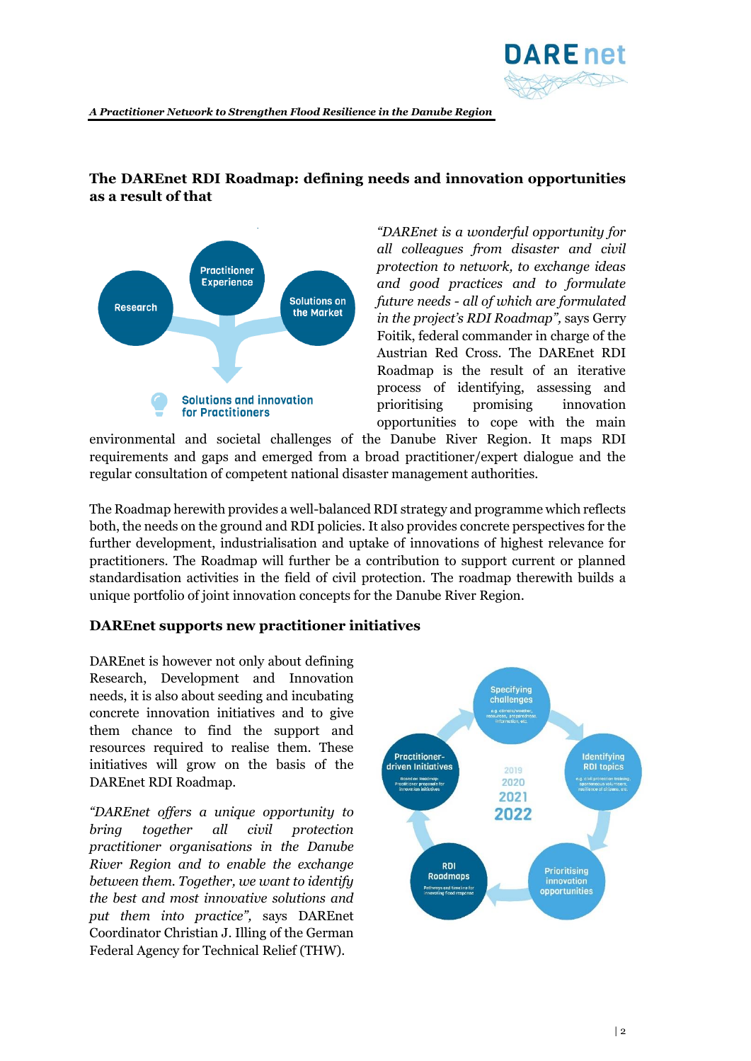## The DAREnet RDI Roadmap: defining needs and innovation opportunities as a result of that

*"DAREnet is a wonderful opportunity for all colleagues from disaster and civil protection to network, to exchange ideas and good practices and to formulate future needs - all of which are formulated in the project's RDI Roadmap"*, says Gerry Foitik, federal commander in charge of the Austrian Red Cross. The DAREnet RDI Roadmap is the result of an iterative process of identifying, assessing and prioritising promising innovation opportunities to cope with the main environmental and societal challenges of the Danube River Region. It maps RDI requirements and gaps and emerged from a broad practitioner/expert dialogue and the regular consultation of competent national disaster management authorities.

The Roadmap herewith provides a well-balanced RDI strategy and programme which reflects both, the needs on the ground and RDI policies. It also provides concrete perspectives for the further development, industrialisation and uptake of innovations of highest relevance for practitioners. The Roadmap will further be a contribution to support current or planned standardisation activities in the field of civil protection. The roadmap therewith builds a unique portfolio of joint innovation concepts for the Danube River Region.

## DAREnet supports new practitioner initiatives

DAREnet is however not only about defining Research, Development and Innovation needs, it is also about seeding and incubating concrete innovation initiatives and to give them chance to find the support and resources required to realise them. These initiatives will grow on the basis of the DAREnet RDI Roadmap.

*"DAREnet offers a unique opportunity to bring together all civil protection practitioner organisations in the Danube River Region and to enable the exchange between them. Together, we want to identify the best and most innovative solutions and put them into practice"*, says DAREnet Coordinator Christian J. Illing of the German Federal Agency for Technical Relief (THW).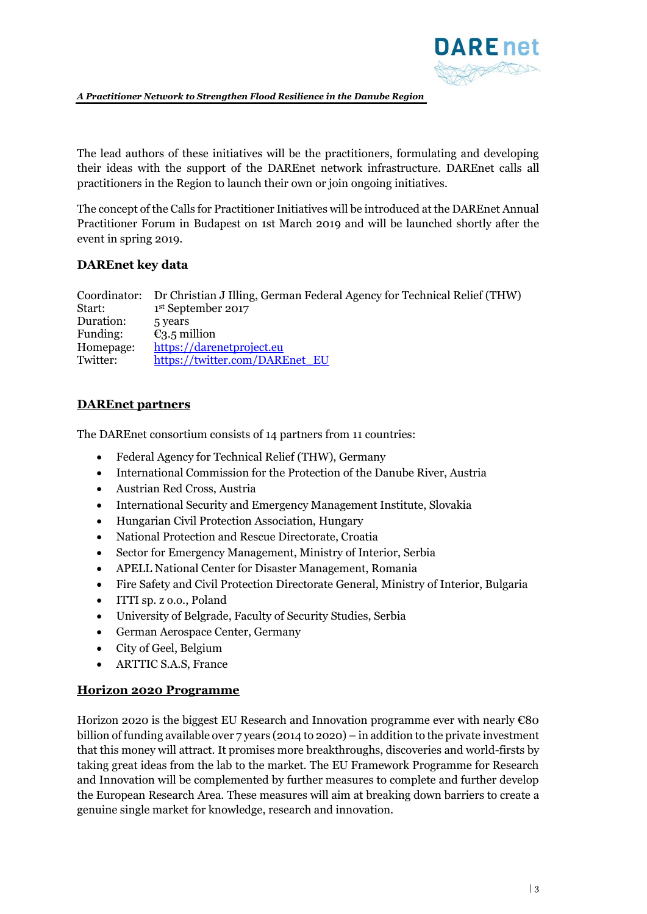The lead authors of these initiatives will be the practitioners, formulating and developing their ideas with the support of the DAREnet network infrastructure. DAREnet calls all practitioners in the Region to launch their own or join ongoing initiatives.

The concept of the Calls for Practitioner Initiatives will be introduced at the DAREnet Annual Practitioner Forum in Budapest on 1st March 2019 and will be launched shortly after the event in spring 2019.

### DAREnet key data

Coordinator: Dr Christian J Illing, German Federal Agency for Technical Relief (THW)
Start: 1st September 2017
Duration: 5 years
Funding: €3.5 million
Homepage: https://darenetproject.eu
Twitter: https://twitter.com/DAREnet_EU

### DAREnet partners

The DAREnet consortium consists of 14 partners from 11 countries:

- Federal Agency for Technical Relief (THW), Germany
- International Commission for the Protection of the Danube River, Austria
- Austrian Red Cross, Austria
- International Security and Emergency Management Institute, Slovakia
- Hungarian Civil Protection Association, Hungary
- National Protection and Rescue Directorate, Croatia
- Sector for Emergency Management, Ministry of Interior, Serbia
- APELL National Center for Disaster Management, Romania
- Fire Safety and Civil Protection Directorate General, Ministry of Interior, Bulgaria
- ITTI sp. z o.o., Poland
- University of Belgrade, Faculty of Security Studies, Serbia
- German Aerospace Center, Germany
- City of Geel, Belgium
- ARTTIC S.A.S, France

### Horizon 2020 Programme

Horizon 2020 is the biggest EU Research and Innovation programme ever with nearly €80 billion of funding available over 7 years (2014 to 2020) – in addition to the private investment that this money will attract. It promises more breakthroughs, discoveries and world-firsts by taking great ideas from the lab to the market. The EU Framework Programme for Research and Innovation will be complemented by further measures to complete and further develop the European Research Area. These measures will aim at breaking down barriers to create a genuine single market for knowledge, research and innovation.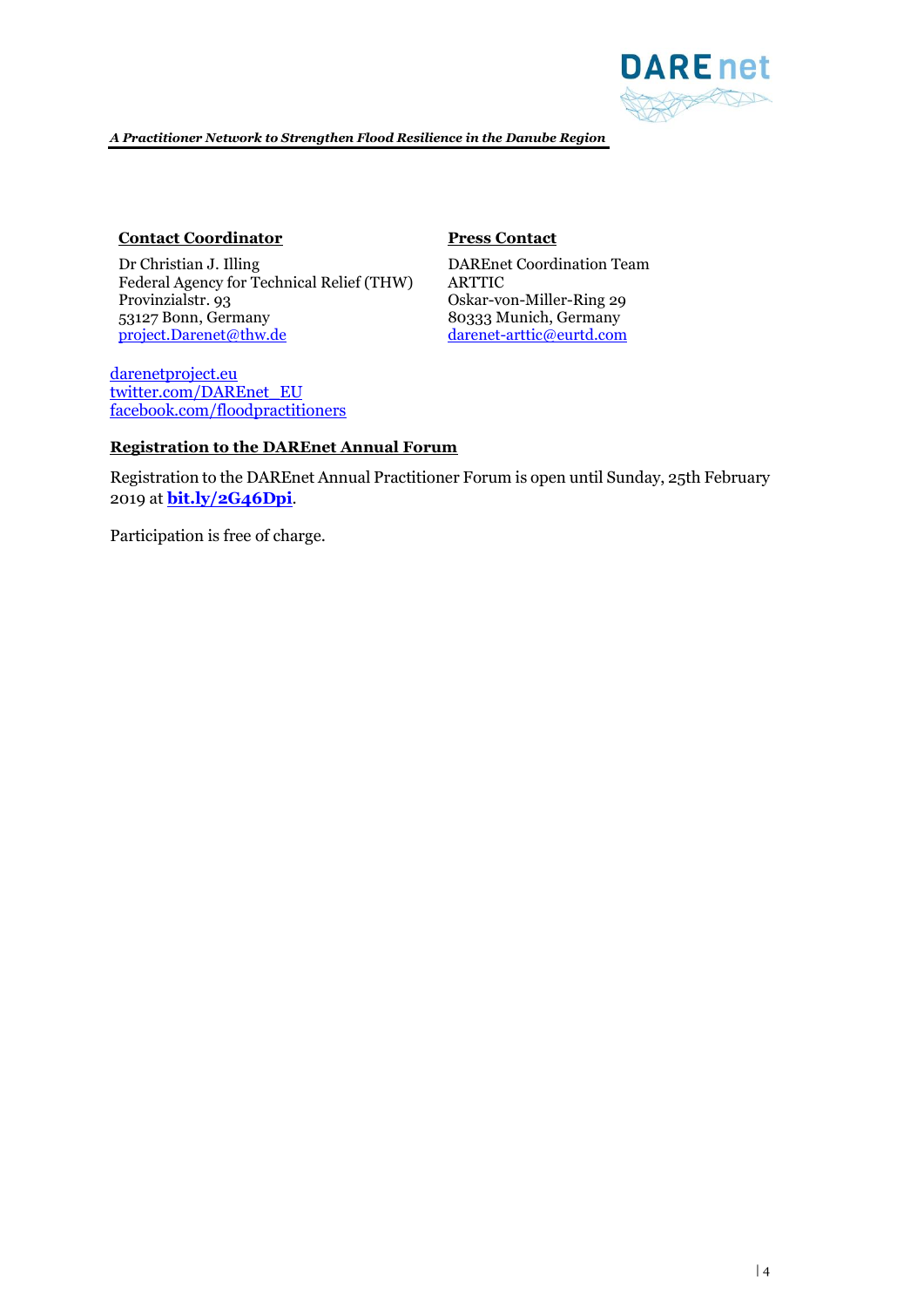**Contact Coordinator**

Dr Christian J. Illing
Federal Agency for Technical Relief (THW)
Provinzialstr. 93
53127 Bonn, Germany
project.Darenet@thw.de

**Press Contact**

DAREnet Coordination Team
ARTTIC
Oskar-von-Miller-Ring 29
80333 Munich, Germany
darenet-arttic@eurtd.com

darenetproject.eu
twitter.com/DAREnet_EU
facebook.com/floodpractitioners

**Registration to the DAREnet Annual Forum**

Registration to the DAREnet Annual Practitioner Forum is open until Sunday, 25th February 2019 at **bit.ly/2G46Dpi**.

Participation is free of charge.